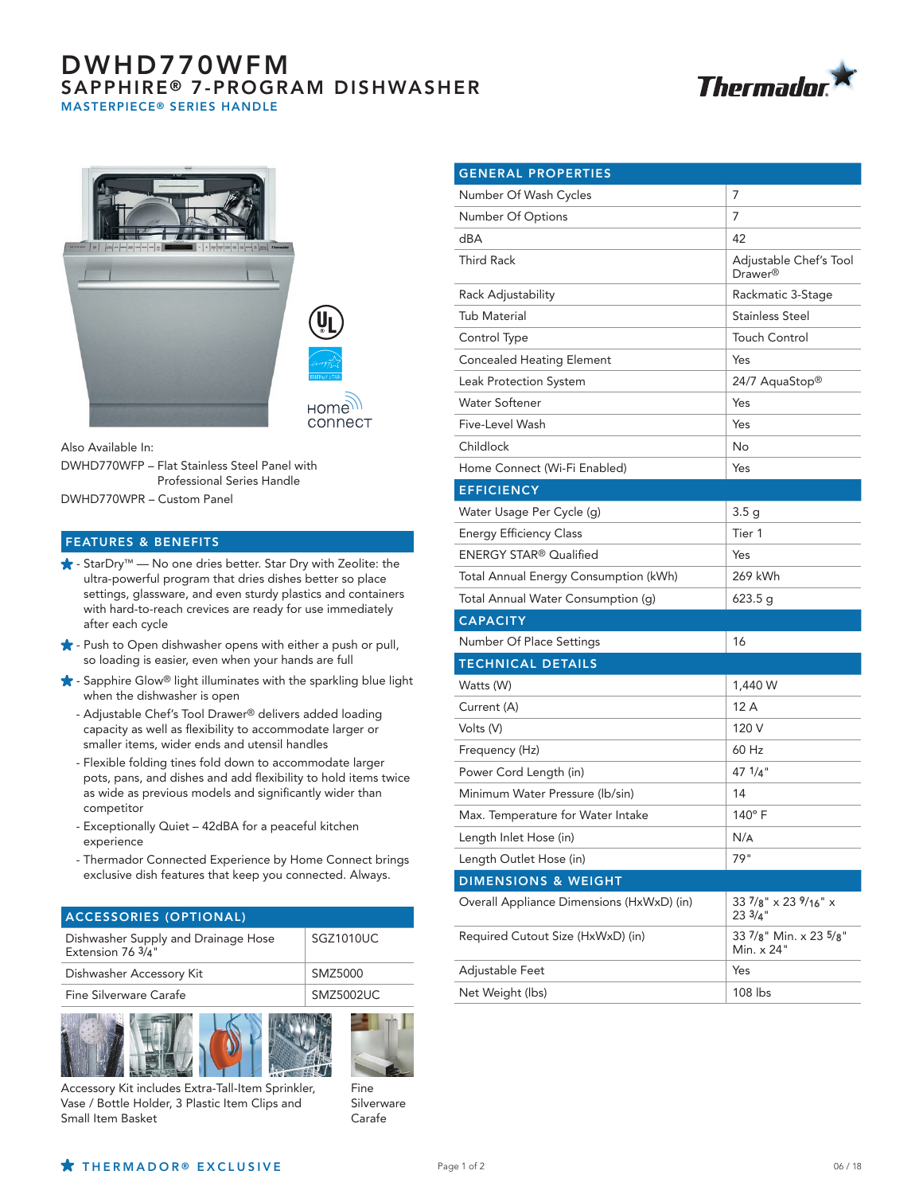# DWHD770WFM

## SAPPHIRE® 7-PROGRAM DISHWASHER

### MASTERPIECE® SERIES HANDLE

Also Available In:

DWHD770WFP – Flat Stainless Steel Panel with Professional Series Handle

DWHD770WPR – Custom Panel

## FEATURES & BENEFITS

- ★ - StarDry™ — No one dries better. Star Dry with Zeolite: the ultra-powerful program that dries dishes better so place settings, glassware, and even sturdy plastics and containers with hard-to-reach crevices are ready for use immediately after each cycle
- ★ - Push to Open dishwasher opens with either a push or pull, so loading is easier, even when your hands are full
- ★ - Sapphire Glow® light illuminates with the sparkling blue light when the dishwasher is open
- Adjustable Chef's Tool Drawer® delivers added loading capacity as well as flexibility to accommodate larger or smaller items, wider ends and utensil handles
- Flexible folding tines fold down to accommodate larger pots, pans, and dishes and add flexibility to hold items twice as wide as previous models and significantly wider than competitor
- Exceptionally Quiet – 42dBA for a peaceful kitchen experience
- Thermador Connected Experience by Home Connect brings exclusive dish features that keep you connected. Always.

## ACCESSORIES (OPTIONAL)

| Accessory | Model |
|---|---|
| Dishwasher Supply and Drainage Hose Extension 76 3/4" | SGZ1010UC |
| Dishwasher Accessory Kit | SMZ5000 |
| Fine Silverware Carafe | SMZ5002UC |

Accessory Kit includes Extra-Tall-Item Sprinkler, Vase / Bottle Holder, 3 Plastic Item Clips and Small Item Basket

Fine Silverware Carafe

| GENERAL PROPERTIES | |
|---|---|
| Number Of Wash Cycles | 7 |
| Number Of Options | 7 |
| dBA | 42 |
| Third Rack | Adjustable Chef's Tool Drawer® |
| Rack Adjustability | Rackmatic 3-Stage |
| Tub Material | Stainless Steel |
| Control Type | Touch Control |
| Concealed Heating Element | Yes |
| Leak Protection System | 24/7 AquaStop® |
| Water Softener | Yes |
| Five-Level Wash | Yes |
| Childlock | No |
| Home Connect (Wi-Fi Enabled) | Yes |
| **EFFICIENCY** | |
| Water Usage Per Cycle (g) | 3.5 g |
| Energy Efficiency Class | Tier 1 |
| ENERGY STAR® Qualified | Yes |
| Total Annual Energy Consumption (kWh) | 269 kWh |
| Total Annual Water Consumption (g) | 623.5 g |
| **CAPACITY** | |
| Number Of Place Settings | 16 |
| **TECHNICAL DETAILS** | |
| Watts (W) | 1,440 W |
| Current (A) | 12 A |
| Volts (V) | 120 V |
| Frequency (Hz) | 60 Hz |
| Power Cord Length (in) | 47 1/4" |
| Minimum Water Pressure (lb/sin) | 14 |
| Max. Temperature for Water Intake | 140° F |
| Length Inlet Hose (in) | N/A |
| Length Outlet Hose (in) | 79" |
| **DIMENSIONS & WEIGHT** | |
| Overall Appliance Dimensions (HxWxD) (in) | 33 7/8" x 23 9/16" x 23 3/4" |
| Required Cutout Size (HxWxD) (in) | 33 7/8" Min. x 23 5/8" Min. x 24" |
| Adjustable Feet | Yes |
| Net Weight (lbs) | 108 lbs |

★ THERMADOR® EXCLUSIVE

06 / 18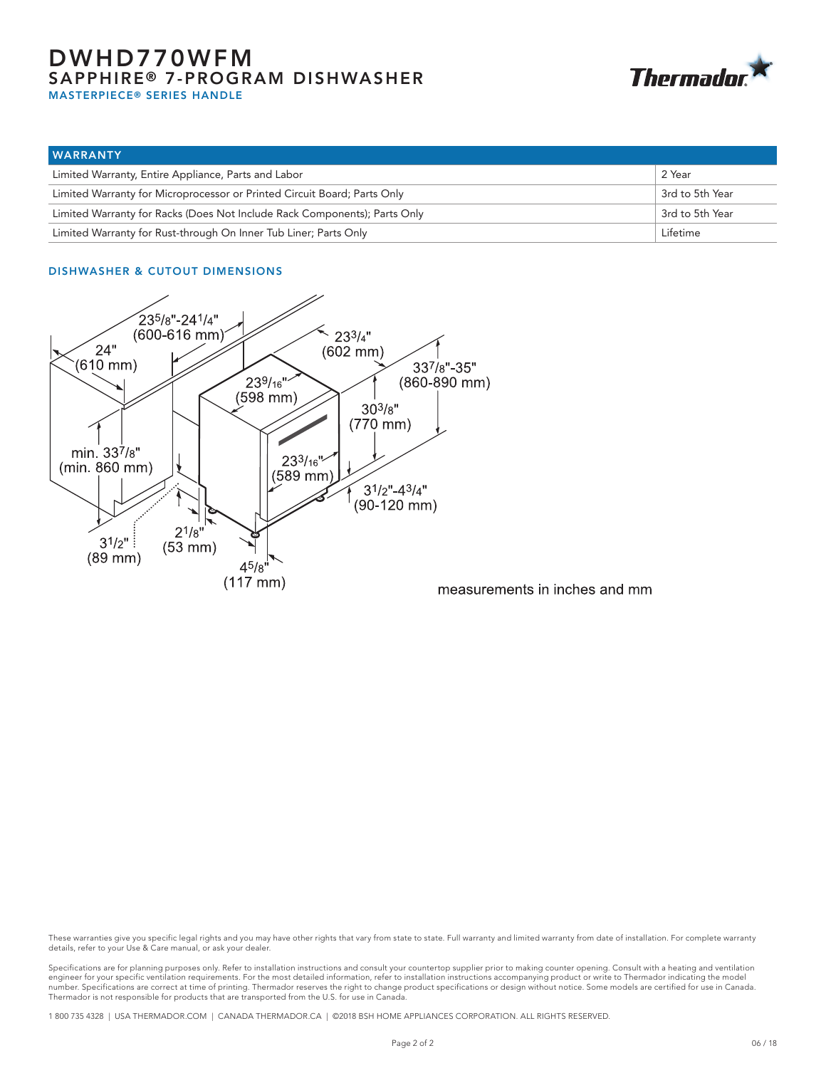# DWHD770WFM
## SAPPHIRE® 7-PROGRAM DISHWASHER
MASTERPIECE® SERIES HANDLE

| WARRANTY | |
|---|---|
| Limited Warranty, Entire Appliance, Parts and Labor | 2 Year |
| Limited Warranty for Microprocessor or Printed Circuit Board; Parts Only | 3rd to 5th Year |
| Limited Warranty for Racks (Does Not Include Rack Components); Parts Only | 3rd to 5th Year |
| Limited Warranty for Rust-through On Inner Tub Liner; Parts Only | Lifetime |

### DISHWASHER & CUTOUT DIMENSIONS

23 5/8"-24 1/4" (600-616 mm)
24" (610 mm)
23 3/4" (602 mm)
23 9/16" (598 mm)
33 7/8"-35" (860-890 mm)
30 3/8" (770 mm)
min. 33 7/8" (min. 860 mm)
23 3/16" (589 mm)
3 1/2"-4 3/4" (90-120 mm)
2 1/8" (53 mm)
3 1/2" (89 mm)
4 5/8" (117 mm)

measurements in inches and mm

These warranties give you specific legal rights and you may have other rights that vary from state to state. Full warranty and limited warranty from date of installation. For complete warranty details, refer to your Use & Care manual, or ask your dealer.

Specifications are for planning purposes only. Refer to installation instructions and consult your countertop supplier prior to making counter opening. Consult with a heating and ventilation engineer for your specific ventilation requirements. For the most detailed information, refer to installation instructions accompanying product or write to Thermador indicating the model number. Specifications are correct at time of printing. Thermador reserves the right to change product specifications or design without notice. Some models are certified for use in Canada. Thermador is not responsible for products that are transported from the U.S. for use in Canada.

1 800 735 4328 | USA THERMADOR.COM | CANADA THERMADOR.CA | ©2018 BSH HOME APPLIANCES CORPORATION. ALL RIGHTS RESERVED.